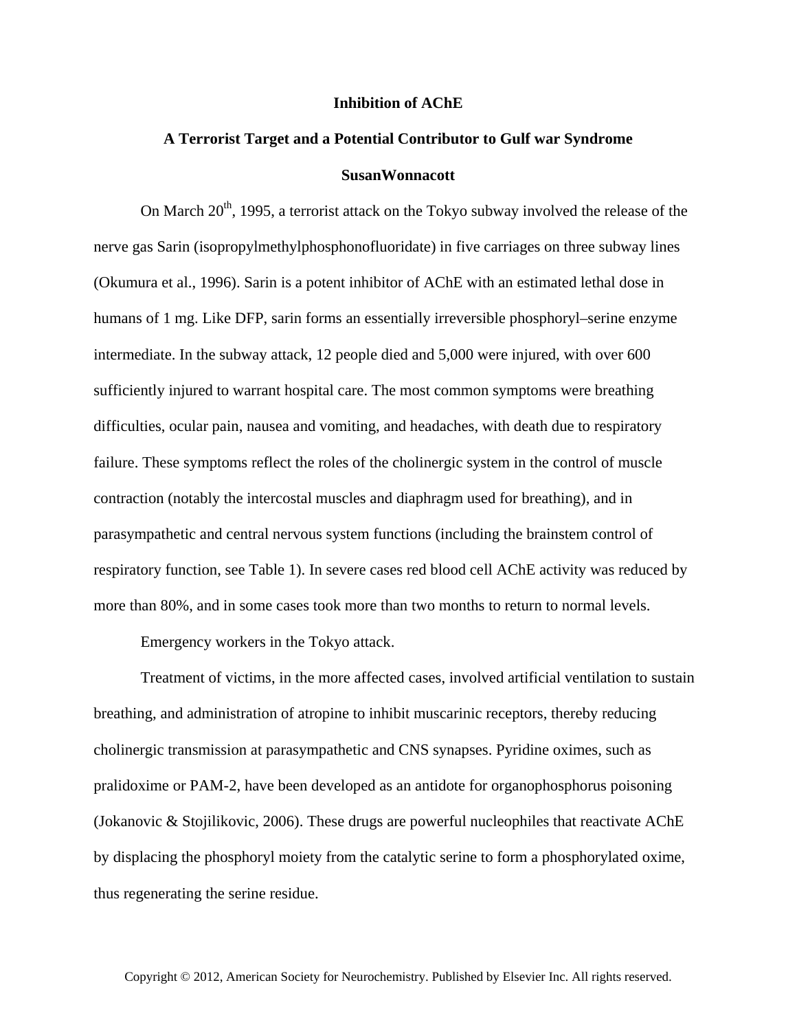# Inhibition of AChE

## A Terrorist Target and a Potential Contributor to Gulf war Syndrome

**SusanWonnacott**

On March 20th, 1995, a terrorist attack on the Tokyo subway involved the release of the nerve gas Sarin (isopropylmethylphosphonofluoridate) in five carriages on three subway lines (Okumura et al., 1996). Sarin is a potent inhibitor of AChE with an estimated lethal dose in humans of 1 mg. Like DFP, sarin forms an essentially irreversible phosphoryl–serine enzyme intermediate. In the subway attack, 12 people died and 5,000 were injured, with over 600 sufficiently injured to warrant hospital care. The most common symptoms were breathing difficulties, ocular pain, nausea and vomiting, and headaches, with death due to respiratory failure. These symptoms reflect the roles of the cholinergic system in the control of muscle contraction (notably the intercostal muscles and diaphragm used for breathing), and in parasympathetic and central nervous system functions (including the brainstem control of respiratory function, see Table 1). In severe cases red blood cell AChE activity was reduced by more than 80%, and in some cases took more than two months to return to normal levels.

Emergency workers in the Tokyo attack.

Treatment of victims, in the more affected cases, involved artificial ventilation to sustain breathing, and administration of atropine to inhibit muscarinic receptors, thereby reducing cholinergic transmission at parasympathetic and CNS synapses. Pyridine oximes, such as pralidoxime or PAM-2, have been developed as an antidote for organophosphorus poisoning (Jokanovic & Stojilikovic, 2006). These drugs are powerful nucleophiles that reactivate AChE by displacing the phosphoryl moiety from the catalytic serine to form a phosphorylated oxime, thus regenerating the serine residue.

Copyright © 2012, American Society for Neurochemistry. Published by Elsevier Inc. All rights reserved.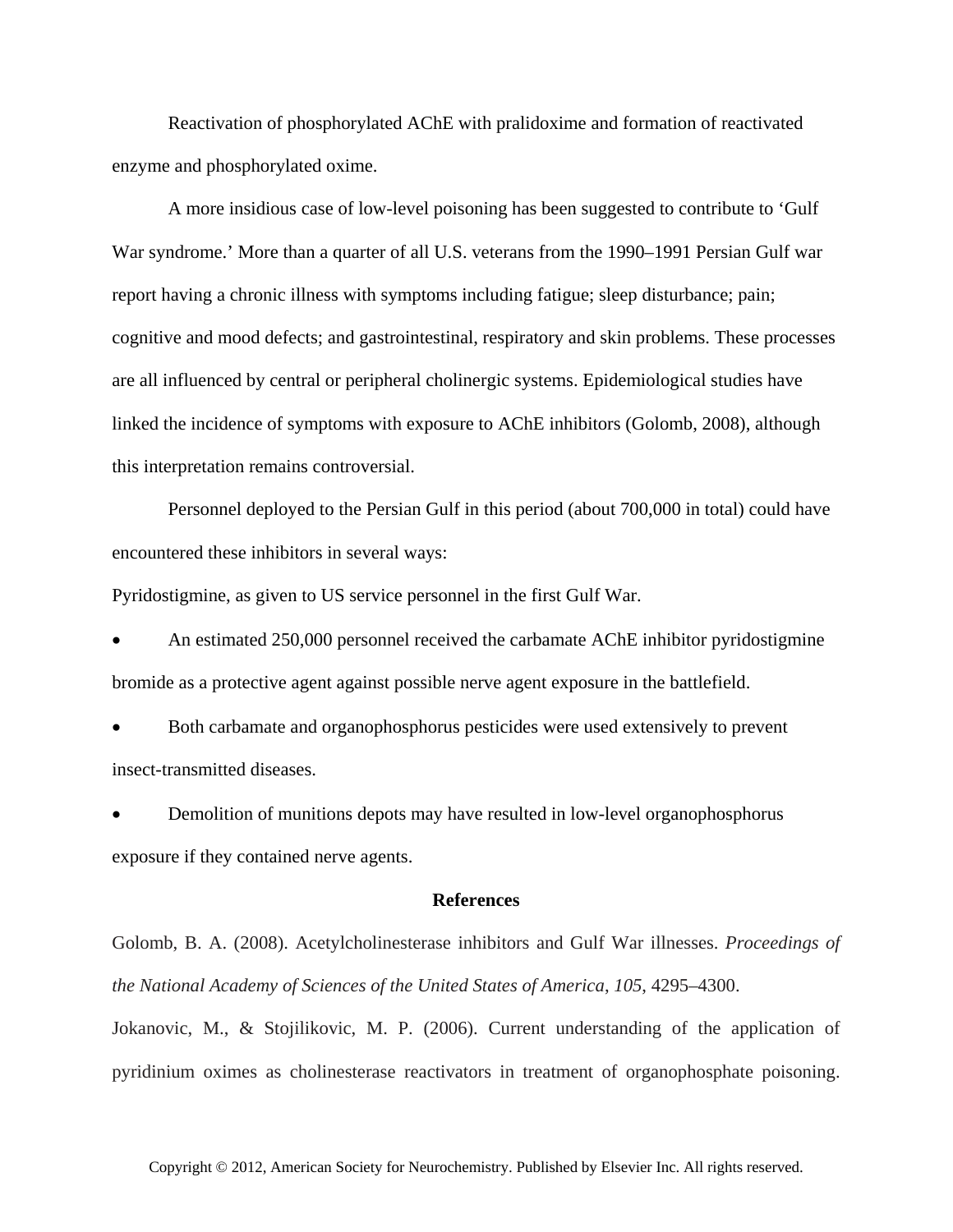Reactivation of phosphorylated AChE with pralidoxime and formation of reactivated enzyme and phosphorylated oxime.

A more insidious case of low-level poisoning has been suggested to contribute to 'Gulf War syndrome.' More than a quarter of all U.S. veterans from the 1990–1991 Persian Gulf war report having a chronic illness with symptoms including fatigue; sleep disturbance; pain; cognitive and mood defects; and gastrointestinal, respiratory and skin problems. These processes are all influenced by central or peripheral cholinergic systems. Epidemiological studies have linked the incidence of symptoms with exposure to AChE inhibitors (Golomb, 2008), although this interpretation remains controversial.

Personnel deployed to the Persian Gulf in this period (about 700,000 in total) could have encountered these inhibitors in several ways:

Pyridostigmine, as given to US service personnel in the first Gulf War.

- An estimated 250,000 personnel received the carbamate AChE inhibitor pyridostigmine bromide as a protective agent against possible nerve agent exposure in the battlefield.
- Both carbamate and organophosphorus pesticides were used extensively to prevent insect-transmitted diseases.
- Demolition of munitions depots may have resulted in low-level organophosphorus exposure if they contained nerve agents.

## References

Golomb, B. A. (2008). Acetylcholinesterase inhibitors and Gulf War illnesses. *Proceedings of the National Academy of Sciences of the United States of America*, *105*, 4295–4300.

Jokanovic, M., & Stojilikovic, M. P. (2006). Current understanding of the application of pyridinium oximes as cholinesterase reactivators in treatment of organophosphate poisoning.

Copyright © 2012, American Society for Neurochemistry. Published by Elsevier Inc. All rights reserved.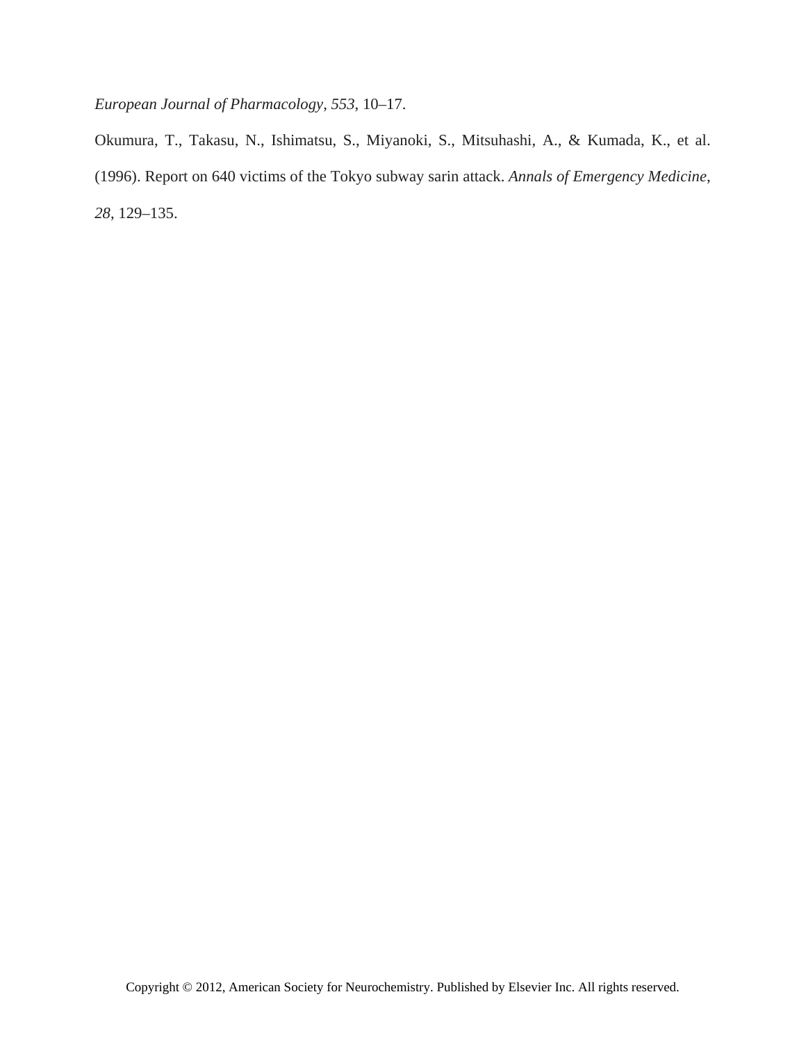*European Journal of Pharmacology*, *553*, 10–17.

Okumura, T., Takasu, N., Ishimatsu, S., Miyanoki, S., Mitsuhashi, A., & Kumada, K., et al. (1996). Report on 640 victims of the Tokyo subway sarin attack. *Annals of Emergency Medicine*, *28*, 129–135.

Copyright © 2012, American Society for Neurochemistry. Published by Elsevier Inc. All rights reserved.